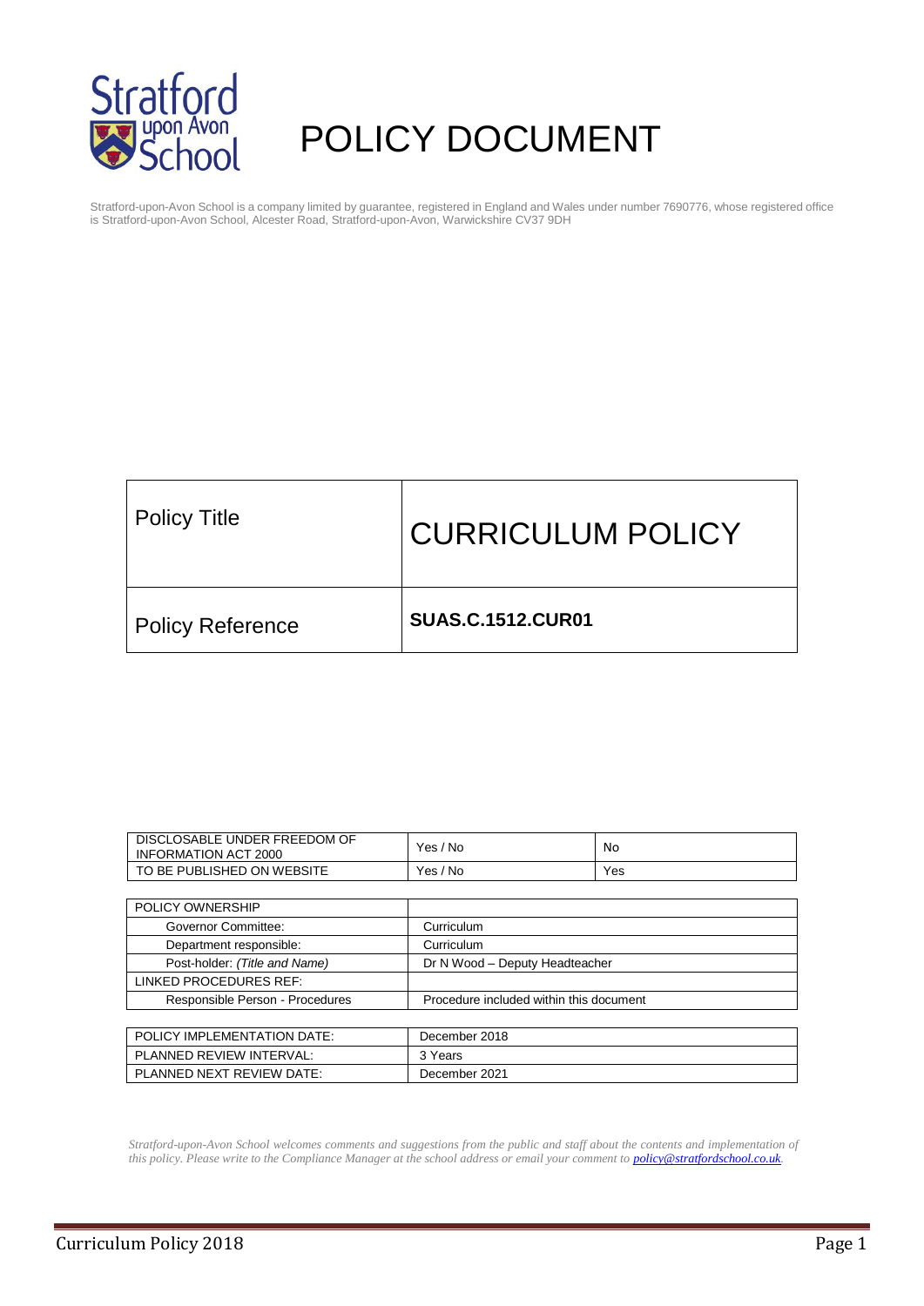# POLICY DOCUMENT

Stratford-upon-Avon School is a company limited by guarantee, registered in England and Wales under number 7690776, whose registered office is Stratford-upon-Avon School, Alcester Road, Stratford-upon-Avon, Warwickshire CV37 9DH

| Policy Title | CURRICULUM POLICY |
|---|---|
| Policy Reference | **SUAS.C.1512.CUR01** |

| DISCLOSABLE UNDER FREEDOM OF INFORMATION ACT 2000 | Yes / No | No |
|---|---|---|
| TO BE PUBLISHED ON WEBSITE | Yes / No | Yes |

| POLICY OWNERSHIP | |
|---|---|
| Governor Committee: | Curriculum |
| Department responsible: | Curriculum |
| Post-holder: *(Title and Name)* | Dr N Wood – Deputy Headteacher |
| LINKED PROCEDURES REF: | |
| Responsible Person - Procedures | Procedure included within this document |

| POLICY IMPLEMENTATION DATE: | December 2018 |
|---|---|
| PLANNED REVIEW INTERVAL: | 3 Years |
| PLANNED NEXT REVIEW DATE: | December 2021 |

*Stratford-upon-Avon School welcomes comments and suggestions from the public and staff about the contents and implementation of this policy. Please write to the Compliance Manager at the school address or email your comment to **policy@stratfordschool.co.uk**.*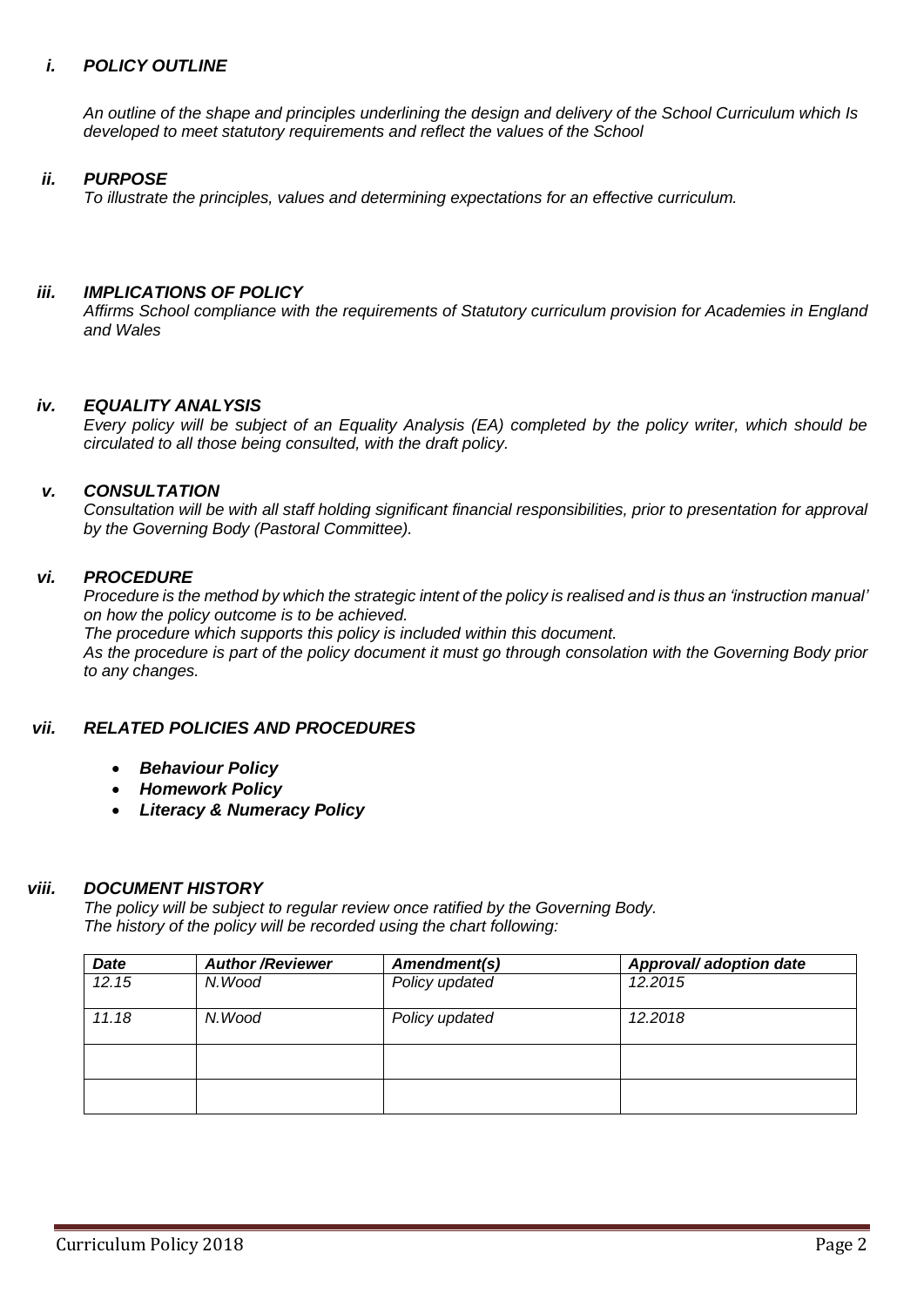### *i. POLICY OUTLINE*

*An outline of the shape and principles underlining the design and delivery of the School Curriculum which Is developed to meet statutory requirements and reflect the values of the School*

### *ii. PURPOSE*

*To illustrate the principles, values and determining expectations for an effective curriculum.*

### *iii. IMPLICATIONS OF POLICY*

*Affirms School compliance with the requirements of Statutory curriculum provision for Academies in England and Wales*

### *iv. EQUALITY ANALYSIS*

*Every policy will be subject of an Equality Analysis (EA) completed by the policy writer, which should be circulated to all those being consulted, with the draft policy.*

### *v. CONSULTATION*

*Consultation will be with all staff holding significant financial responsibilities, prior to presentation for approval by the Governing Body (Pastoral Committee).*

### *vi. PROCEDURE*

*Procedure is the method by which the strategic intent of the policy is realised and is thus an 'instruction manual' on how the policy outcome is to be achieved.*

*The procedure which supports this policy is included within this document.*

*As the procedure is part of the policy document it must go through consolation with the Governing Body prior to any changes.*

### *vii. RELATED POLICIES AND PROCEDURES*

- ***Behaviour Policy***
- ***Homework Policy***
- ***Literacy & Numeracy Policy***

### *viii. DOCUMENT HISTORY*

*The policy will be subject to regular review once ratified by the Governing Body.*
*The history of the policy will be recorded using the chart following:*

| *Date* | *Author /Reviewer* | *Amendment(s)* | *Approval/ adoption date* |
|---|---|---|---|
| *12.15* | *N.Wood* | *Policy updated* | *12.2015* |
| *11.18* | *N.Wood* | *Policy updated* | *12.2018* |
| | | | |
| | | | |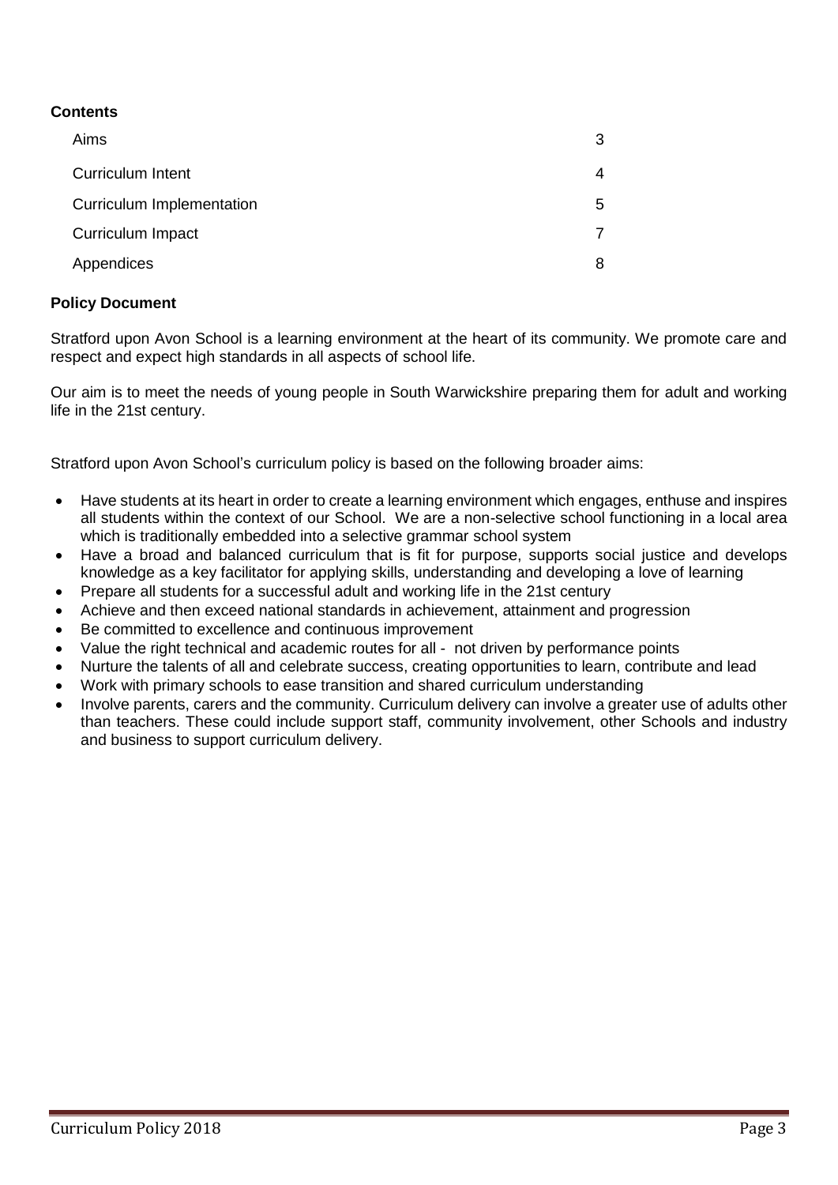**Contents**

| | |
|---|---|
| Aims | 3 |
| Curriculum Intent | 4 |
| Curriculum Implementation | 5 |
| Curriculum Impact | 7 |
| Appendices | 8 |

**Policy Document**

Stratford upon Avon School is a learning environment at the heart of its community. We promote care and respect and expect high standards in all aspects of school life.

Our aim is to meet the needs of young people in South Warwickshire preparing them for adult and working life in the 21st century.

Stratford upon Avon School's curriculum policy is based on the following broader aims:

- Have students at its heart in order to create a learning environment which engages, enthuse and inspires all students within the context of our School. We are a non-selective school functioning in a local area which is traditionally embedded into a selective grammar school system
- Have a broad and balanced curriculum that is fit for purpose, supports social justice and develops knowledge as a key facilitator for applying skills, understanding and developing a love of learning
- Prepare all students for a successful adult and working life in the 21st century
- Achieve and then exceed national standards in achievement, attainment and progression
- Be committed to excellence and continuous improvement
- Value the right technical and academic routes for all - not driven by performance points
- Nurture the talents of all and celebrate success, creating opportunities to learn, contribute and lead
- Work with primary schools to ease transition and shared curriculum understanding
- Involve parents, carers and the community. Curriculum delivery can involve a greater use of adults other than teachers. These could include support staff, community involvement, other Schools and industry and business to support curriculum delivery.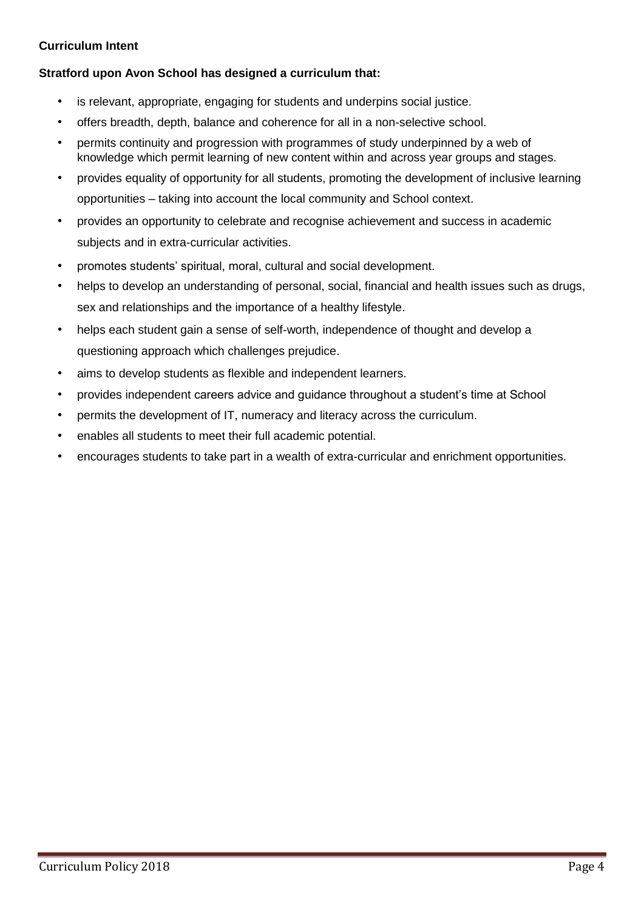**Curriculum Intent**

**Stratford upon Avon School has designed a curriculum that:**

- is relevant, appropriate, engaging for students and underpins social justice.
- offers breadth, depth, balance and coherence for all in a non-selective school.
- permits continuity and progression with programmes of study underpinned by a web of knowledge which permit learning of new content within and across year groups and stages.
- provides equality of opportunity for all students, promoting the development of inclusive learning opportunities – taking into account the local community and School context.
- provides an opportunity to celebrate and recognise achievement and success in academic subjects and in extra-curricular activities.
- promotes students' spiritual, moral, cultural and social development.
- helps to develop an understanding of personal, social, financial and health issues such as drugs, sex and relationships and the importance of a healthy lifestyle.
- helps each student gain a sense of self-worth, independence of thought and develop a questioning approach which challenges prejudice.
- aims to develop students as flexible and independent learners.
- provides independent careers advice and guidance throughout a student's time at School
- permits the development of IT, numeracy and literacy across the curriculum.
- enables all students to meet their full academic potential.
- encourages students to take part in a wealth of extra-curricular and enrichment opportunities.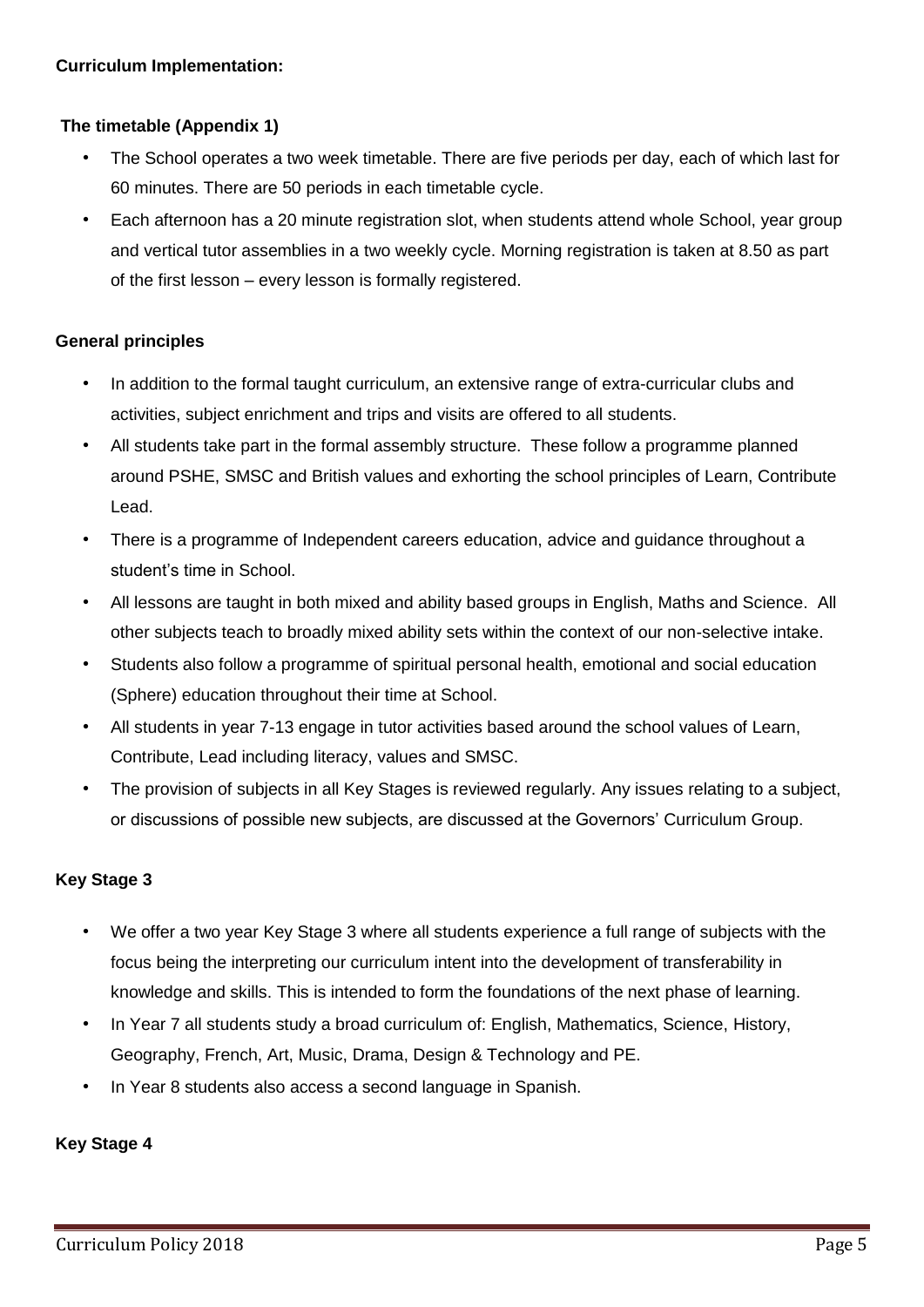**Curriculum Implementation:**

**The timetable (Appendix 1)**

- The School operates a two week timetable. There are five periods per day, each of which last for 60 minutes. There are 50 periods in each timetable cycle.
- Each afternoon has a 20 minute registration slot, when students attend whole School, year group and vertical tutor assemblies in a two weekly cycle. Morning registration is taken at 8.50 as part of the first lesson – every lesson is formally registered.

**General principles**

- In addition to the formal taught curriculum, an extensive range of extra-curricular clubs and activities, subject enrichment and trips and visits are offered to all students.
- All students take part in the formal assembly structure. These follow a programme planned around PSHE, SMSC and British values and exhorting the school principles of Learn, Contribute Lead.
- There is a programme of Independent careers education, advice and guidance throughout a student's time in School.
- All lessons are taught in both mixed and ability based groups in English, Maths and Science. All other subjects teach to broadly mixed ability sets within the context of our non-selective intake.
- Students also follow a programme of spiritual personal health, emotional and social education (Sphere) education throughout their time at School.
- All students in year 7-13 engage in tutor activities based around the school values of Learn, Contribute, Lead including literacy, values and SMSC.
- The provision of subjects in all Key Stages is reviewed regularly. Any issues relating to a subject, or discussions of possible new subjects, are discussed at the Governors' Curriculum Group.

**Key Stage 3**

- We offer a two year Key Stage 3 where all students experience a full range of subjects with the focus being the interpreting our curriculum intent into the development of transferability in knowledge and skills. This is intended to form the foundations of the next phase of learning.
- In Year 7 all students study a broad curriculum of: English, Mathematics, Science, History, Geography, French, Art, Music, Drama, Design & Technology and PE.
- In Year 8 students also access a second language in Spanish.

**Key Stage 4**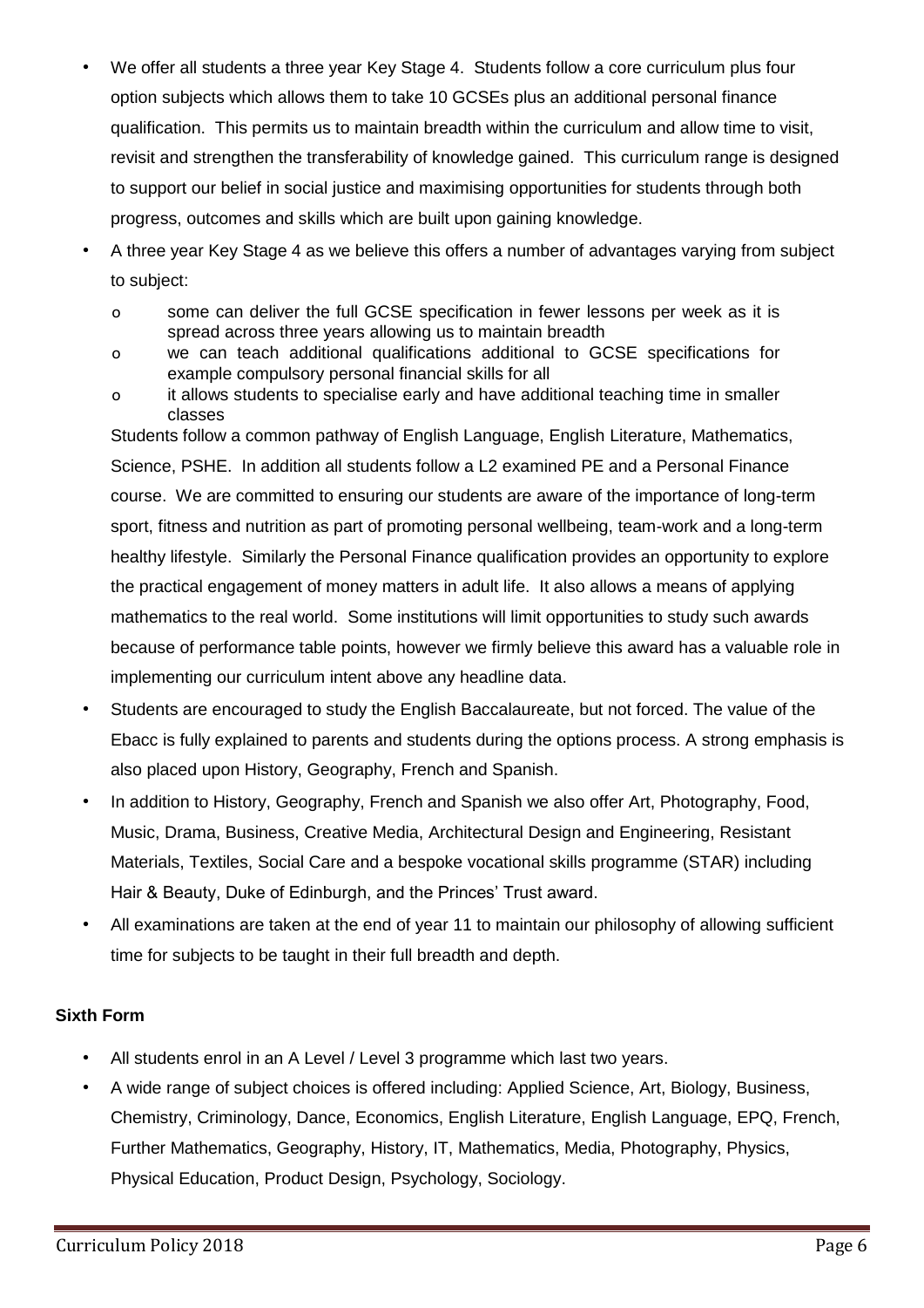- We offer all students a three year Key Stage 4. Students follow a core curriculum plus four option subjects which allows them to take 10 GCSEs plus an additional personal finance qualification. This permits us to maintain breadth within the curriculum and allow time to visit, revisit and strengthen the transferability of knowledge gained. This curriculum range is designed to support our belief in social justice and maximising opportunities for students through both progress, outcomes and skills which are built upon gaining knowledge.
- A three year Key Stage 4 as we believe this offers a number of advantages varying from subject to subject:
  - some can deliver the full GCSE specification in fewer lessons per week as it is spread across three years allowing us to maintain breadth
  - we can teach additional qualifications additional to GCSE specifications for example compulsory personal financial skills for all
  - it allows students to specialise early and have additional teaching time in smaller classes

  Students follow a common pathway of English Language, English Literature, Mathematics, Science, PSHE. In addition all students follow a L2 examined PE and a Personal Finance course. We are committed to ensuring our students are aware of the importance of long-term sport, fitness and nutrition as part of promoting personal wellbeing, team-work and a long-term healthy lifestyle. Similarly the Personal Finance qualification provides an opportunity to explore the practical engagement of money matters in adult life. It also allows a means of applying mathematics to the real world. Some institutions will limit opportunities to study such awards because of performance table points, however we firmly believe this award has a valuable role in implementing our curriculum intent above any headline data.
- Students are encouraged to study the English Baccalaureate, but not forced. The value of the Ebacc is fully explained to parents and students during the options process. A strong emphasis is also placed upon History, Geography, French and Spanish.
- In addition to History, Geography, French and Spanish we also offer Art, Photography, Food, Music, Drama, Business, Creative Media, Architectural Design and Engineering, Resistant Materials, Textiles, Social Care and a bespoke vocational skills programme (STAR) including Hair & Beauty, Duke of Edinburgh, and the Princes' Trust award.
- All examinations are taken at the end of year 11 to maintain our philosophy of allowing sufficient time for subjects to be taught in their full breadth and depth.

**Sixth Form**

- All students enrol in an A Level / Level 3 programme which last two years.
- A wide range of subject choices is offered including: Applied Science, Art, Biology, Business, Chemistry, Criminology, Dance, Economics, English Literature, English Language, EPQ, French, Further Mathematics, Geography, History, IT, Mathematics, Media, Photography, Physics, Physical Education, Product Design, Psychology, Sociology.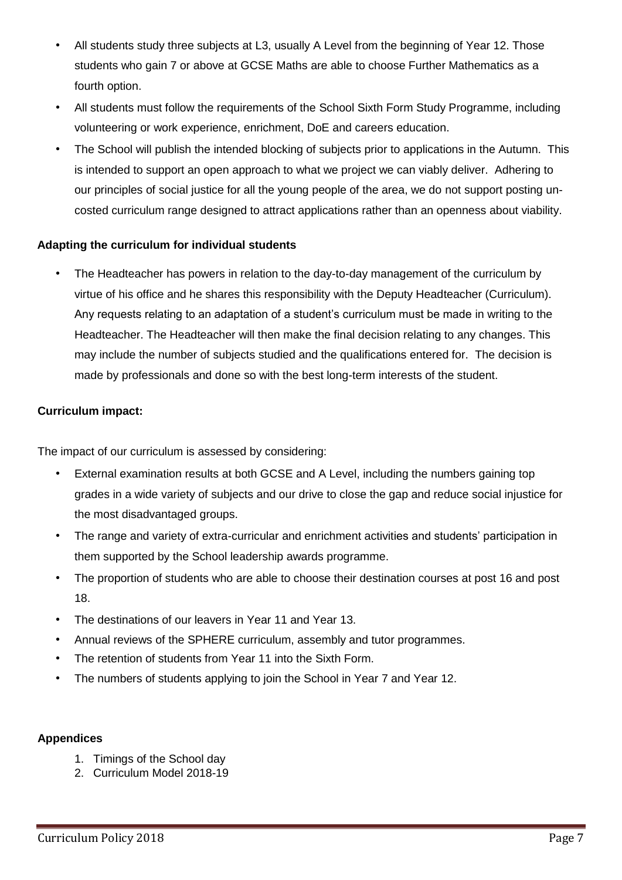- All students study three subjects at L3, usually A Level from the beginning of Year 12. Those students who gain 7 or above at GCSE Maths are able to choose Further Mathematics as a fourth option.
- All students must follow the requirements of the School Sixth Form Study Programme, including volunteering or work experience, enrichment, DoE and careers education.
- The School will publish the intended blocking of subjects prior to applications in the Autumn. This is intended to support an open approach to what we project we can viably deliver. Adhering to our principles of social justice for all the young people of the area, we do not support posting un-costed curriculum range designed to attract applications rather than an openness about viability.

**Adapting the curriculum for individual students**

- The Headteacher has powers in relation to the day-to-day management of the curriculum by virtue of his office and he shares this responsibility with the Deputy Headteacher (Curriculum). Any requests relating to an adaptation of a student's curriculum must be made in writing to the Headteacher. The Headteacher will then make the final decision relating to any changes. This may include the number of subjects studied and the qualifications entered for. The decision is made by professionals and done so with the best long-term interests of the student.

**Curriculum impact:**

The impact of our curriculum is assessed by considering:

- External examination results at both GCSE and A Level, including the numbers gaining top grades in a wide variety of subjects and our drive to close the gap and reduce social injustice for the most disadvantaged groups.
- The range and variety of extra-curricular and enrichment activities and students' participation in them supported by the School leadership awards programme.
- The proportion of students who are able to choose their destination courses at post 16 and post 18.
- The destinations of our leavers in Year 11 and Year 13.
- Annual reviews of the SPHERE curriculum, assembly and tutor programmes.
- The retention of students from Year 11 into the Sixth Form.
- The numbers of students applying to join the School in Year 7 and Year 12.

**Appendices**

1. Timings of the School day
2. Curriculum Model 2018-19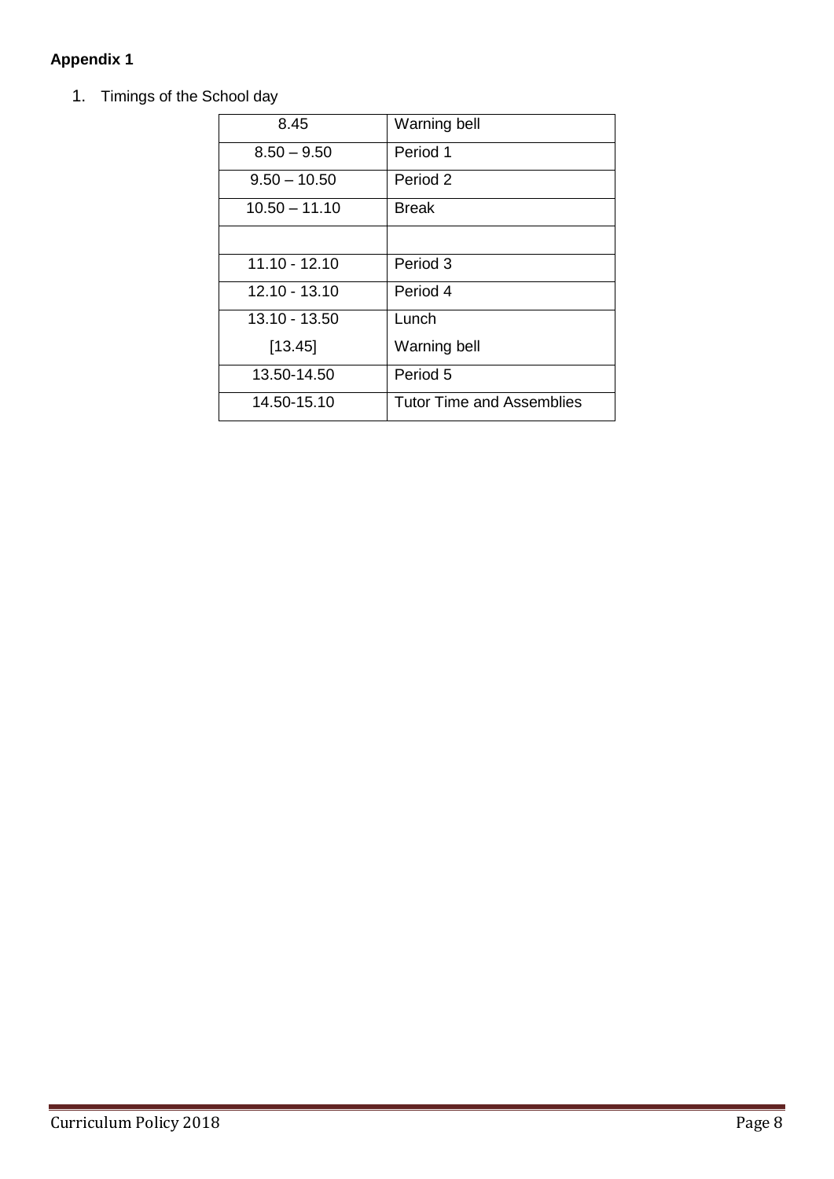**Appendix 1**

1. Timings of the School day

| 8.45 | Warning bell |
|---|---|
| 8.50 – 9.50 | Period 1 |
| 9.50 – 10.50 | Period 2 |
| 10.50 – 11.10 | Break |
| | |
| 11.10 - 12.10 | Period 3 |
| 12.10 - 13.10 | Period 4 |
| 13.10 - 13.50<br>[13.45] | Lunch<br>Warning bell |
| 13.50-14.50 | Period 5 |
| 14.50-15.10 | Tutor Time and Assemblies |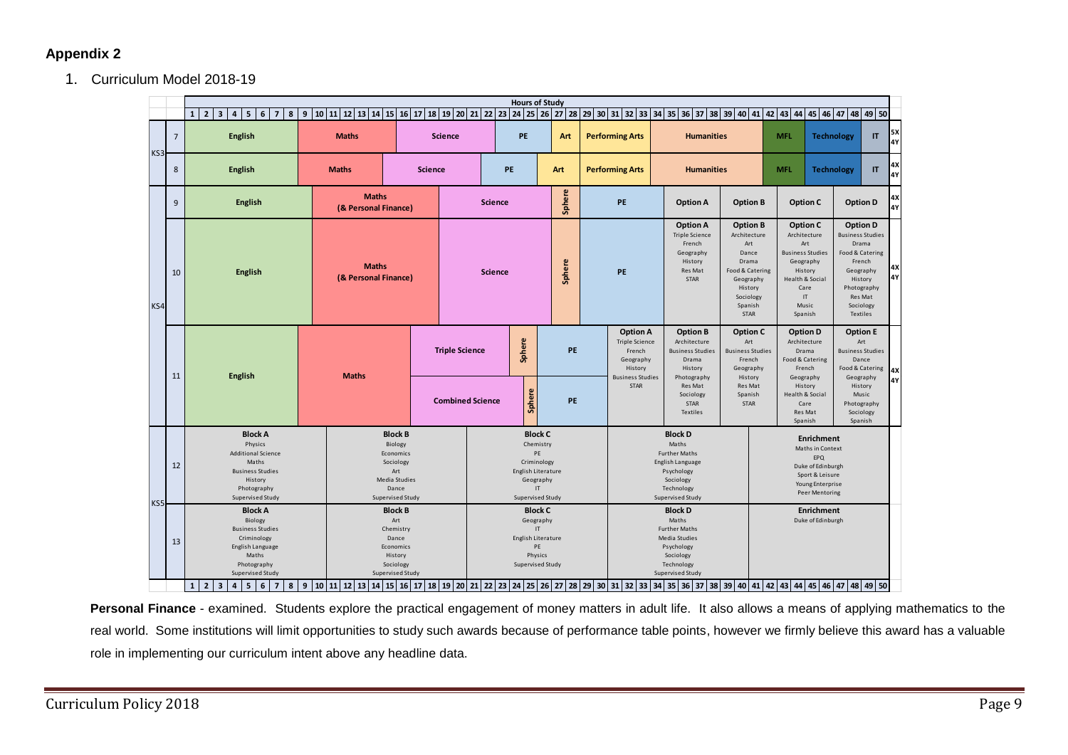## Appendix 2

1. Curriculum Model 2018-19

| Key Stage | Year | Hours of Study (1–50) | | | | | | | | | | | Groups |
|---|---|---|---|---|---|---|---|---|---|---|---|---|---|
| KS3 | 7 | English | Maths | Science | PE | Art | Performing Arts | Humanities | MFL | Technology | IT | | 5X 4Y |
| KS3 | 8 | English | Maths | Science | PE | Art | Performing Arts | Humanities | MFL | Technology | IT | | 4X 4Y |
| KS4 | 9 | English | Maths (& Personal Finance) | Science | Sphere | PE | Option A | Option B | Option C | Option D | | | 4X 4Y |
| KS4 | 10 | English | Maths (& Personal Finance) | Science | Sphere | PE | Option A: Triple Science, French, Geography, History, Res Mat, STAR | Option B: Architecture, Art, Dance, Drama, Food & Catering, Geography, History, Sociology, Spanish, STAR | Option C: Architecture, Art, Business Studies, Geography, History, Health & Social Care, IT, Music, Spanish | Option D: Business Studies, Drama, Food & Catering, French, Geography, History, Photography, Res Mat, Sociology, Textiles | | | 4X 4Y |
| KS4 | 11 | English | Maths | Triple Science / Combined Science | Sphere | PE | Option A: Triple Science, French, Geography, History, Business Studies, STAR | Option B: Architecture, Business Studies, Drama, History, Photography, Res Mat, Sociology, STAR, Textiles | Option C: Art, Business Studies, French, Geography, History, Res Mat, Spanish, STAR | Option D: Architecture, Drama, Food & Catering, French, Geography, History, Health & Social Care, Res Mat, Spanish | Option E: Art, Business Studies, Dance, Food & Catering, Geography, History, Music, Photography, Sociology, Spanish | | 4X 4Y |
| KS5 | 12 | Block A: Physics, Additional Science, Maths, Business Studies, History, Photography, Supervised Study | Block B: Biology, Economics, Sociology, Art, Media Studies, Dance, Supervised Study | Block C: Chemistry, PE, Criminology, English Literature, Geography, IT, Supervised Study | Block D: Maths, Further Maths, English Language, Psychology, Sociology, Technology, Supervised Study | Enrichment: Maths in Context, EPQ, Duke of Edinburgh, Sport & Leisure, Young Enterprise, Peer Mentoring | | | | | | | |
| KS5 | 13 | Block A: Biology, Business Studies, Criminology, English Language, Maths, Photography, Supervised Study | Block B: Art, Chemistry, Dance, Economics, History, Sociology, Supervised Study | Block C: Geography, IT, English Literature, PE, Physics, Supervised Study | Block D: Maths, Further Maths, Media Studies, Psychology, Sociology, Technology, Supervised Study | Enrichment: Duke of Edinburgh | | | | | | | |

**Personal Finance** - examined. Students explore the practical engagement of money matters in adult life. It also allows a means of applying mathematics to the real world. Some institutions will limit opportunities to study such awards because of performance table points, however we firmly believe this award has a valuable role in implementing our curriculum intent above any headline data.